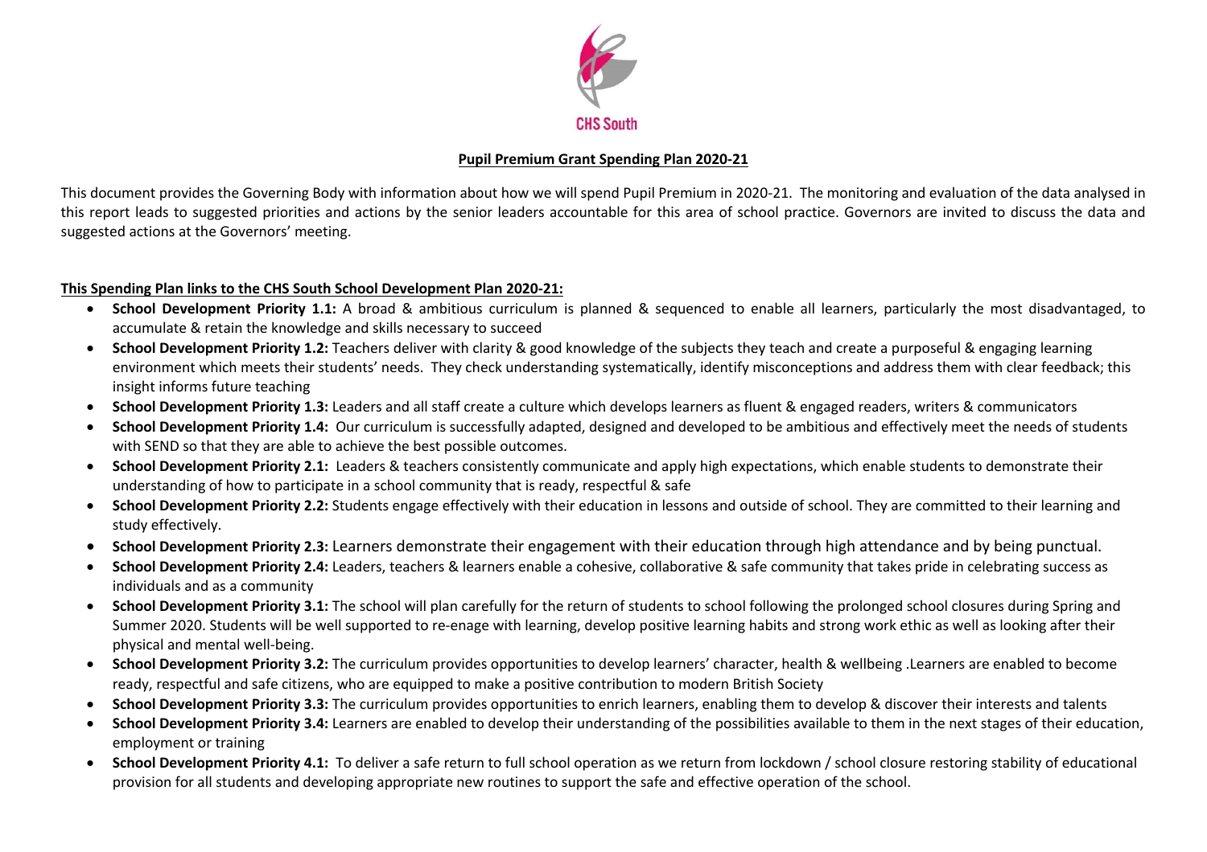CHS South

# Pupil Premium Grant Spending Plan 2020-21

This document provides the Governing Body with information about how we will spend Pupil Premium in 2020-21. The monitoring and evaluation of the data analysed in this report leads to suggested priorities and actions by the senior leaders accountable for this area of school practice. Governors are invited to discuss the data and suggested actions at the Governors' meeting.

**This Spending Plan links to the CHS South School Development Plan 2020-21:**

- **School Development Priority 1.1:** A broad & ambitious curriculum is planned & sequenced to enable all learners, particularly the most disadvantaged, to accumulate & retain the knowledge and skills necessary to succeed
- **School Development Priority 1.2:** Teachers deliver with clarity & good knowledge of the subjects they teach and create a purposeful & engaging learning environment which meets their students' needs. They check understanding systematically, identify misconceptions and address them with clear feedback; this insight informs future teaching
- **School Development Priority 1.3:** Leaders and all staff create a culture which develops learners as fluent & engaged readers, writers & communicators
- **School Development Priority 1.4:** Our curriculum is successfully adapted, designed and developed to be ambitious and effectively meet the needs of students with SEND so that they are able to achieve the best possible outcomes.
- **School Development Priority 2.1:** Leaders & teachers consistently communicate and apply high expectations, which enable students to demonstrate their understanding of how to participate in a school community that is ready, respectful & safe
- **School Development Priority 2.2:** Students engage effectively with their education in lessons and outside of school. They are committed to their learning and study effectively.
- **School Development Priority 2.3:** Learners demonstrate their engagement with their education through high attendance and by being punctual.
- **School Development Priority 2.4:** Leaders, teachers & learners enable a cohesive, collaborative & safe community that takes pride in celebrating success as individuals and as a community
- **School Development Priority 3.1:** The school will plan carefully for the return of students to school following the prolonged school closures during Spring and Summer 2020. Students will be well supported to re-enage with learning, develop positive learning habits and strong work ethic as well as looking after their physical and mental well-being.
- **School Development Priority 3.2:** The curriculum provides opportunities to develop learners' character, health & wellbeing .Learners are enabled to become ready, respectful and safe citizens, who are equipped to make a positive contribution to modern British Society
- **School Development Priority 3.3:** The curriculum provides opportunities to enrich learners, enabling them to develop & discover their interests and talents
- **School Development Priority 3.4:** Learners are enabled to develop their understanding of the possibilities available to them in the next stages of their education, employment or training
- **School Development Priority 4.1:** To deliver a safe return to full school operation as we return from lockdown / school closure restoring stability of educational provision for all students and developing appropriate new routines to support the safe and effective operation of the school.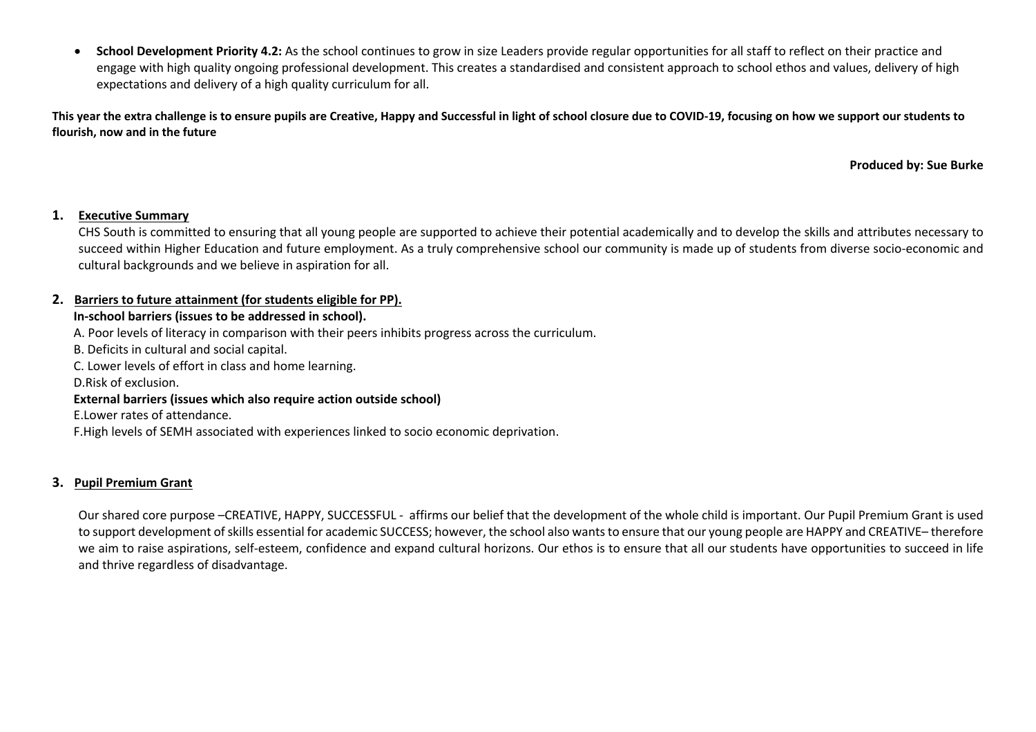- **School Development Priority 4.2:** As the school continues to grow in size Leaders provide regular opportunities for all staff to reflect on their practice and engage with high quality ongoing professional development. This creates a standardised and consistent approach to school ethos and values, delivery of high expectations and delivery of a high quality curriculum for all.

**This year the extra challenge is to ensure pupils are Creative, Happy and Successful in light of school closure due to COVID-19, focusing on how we support our students to flourish, now and in the future**

**Produced by: Sue Burke**

## 1. Executive Summary

CHS South is committed to ensuring that all young people are supported to achieve their potential academically and to develop the skills and attributes necessary to succeed within Higher Education and future employment. As a truly comprehensive school our community is made up of students from diverse socio-economic and cultural backgrounds and we believe in aspiration for all.

## 2. Barriers to future attainment (for students eligible for PP).

**In-school barriers (issues to be addressed in school).**

A. Poor levels of literacy in comparison with their peers inhibits progress across the curriculum.

B. Deficits in cultural and social capital.

C. Lower levels of effort in class and home learning.

D.Risk of exclusion.

**External barriers (issues which also require action outside school)**

E.Lower rates of attendance.

F.High levels of SEMH associated with experiences linked to socio economic deprivation.

## 3. Pupil Premium Grant

Our shared core purpose –CREATIVE, HAPPY, SUCCESSFUL - affirms our belief that the development of the whole child is important. Our Pupil Premium Grant is used to support development of skills essential for academic SUCCESS; however, the school also wants to ensure that our young people are HAPPY and CREATIVE– therefore we aim to raise aspirations, self-esteem, confidence and expand cultural horizons. Our ethos is to ensure that all our students have opportunities to succeed in life and thrive regardless of disadvantage.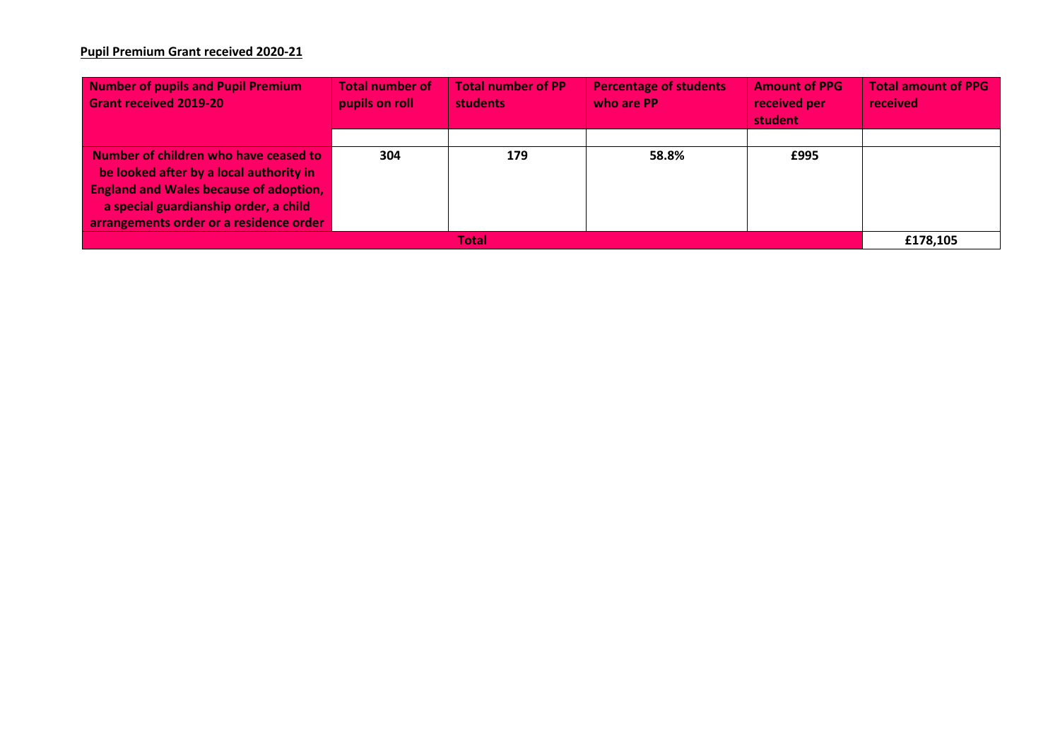**Pupil Premium Grant received 2020-21**

| Number of pupils and Pupil Premium Grant received 2019-20 | Total number of pupils on roll | Total number of PP students | Percentage of students who are PP | Amount of PPG received per student | Total amount of PPG received |
|---|---|---|---|---|---|
| | | | | | |
| **Number of children who have ceased to be looked after by a local authority in England and Wales because of adoption, a special guardianship order, a child arrangements order or a residence order** | **304** | **179** | **58.8%** | **£995** | |
| **Total** | | | | | **£178,105** |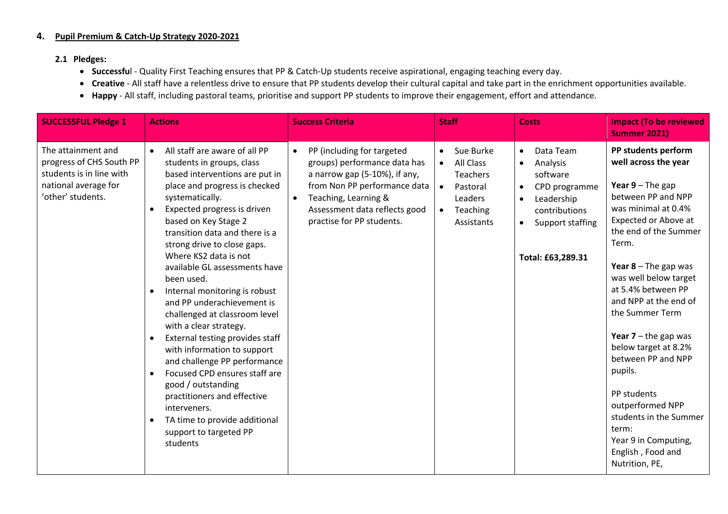## 4. Pupil Premium & Catch-Up Strategy 2020-2021

### 2.1 Pledges:

- **Successfu**l - Quality First Teaching ensures that PP & Catch-Up students receive aspirational, engaging teaching every day.
- **Creative** - All staff have a relentless drive to ensure that PP students develop their cultural capital and take part in the enrichment opportunities available.
- **Happy** - All staff, including pastoral teams, prioritise and support PP students to improve their engagement, effort and attendance.

| SUCCESSFUL Pledge 1 | Actions | Success Criteria | Staff | Costs | Impact (To be reviewed Summer 2021) |
|---|---|---|---|---|---|
| The attainment and progress of CHS South PP students is in line with national average for 'other' students. | • All staff are aware of all PP students in groups, class based interventions are put in place and progress is checked systematically.<br>• Expected progress is driven based on Key Stage 2 transition data and there is a strong drive to close gaps. Where KS2 data is not available GL assessments have been used.<br>• Internal monitoring is robust and PP underachievement is challenged at classroom level with a clear strategy.<br>• External testing provides staff with information to support and challenge PP performance<br>• Focused CPD ensures staff are good / outstanding practitioners and effective interveners.<br>• TA time to provide additional support to targeted PP students | • PP (including for targeted groups) performance data has a narrow gap (5-10%), if any, from Non PP performance data<br>• Teaching, Learning & Assessment data reflects good practise for PP students. | • Sue Burke<br>• All Class Teachers<br>• Pastoral Leaders<br>• Teaching Assistants | • Data Team<br>• Analysis software<br>• CPD programme<br>• Leadership contributions<br>• Support staffing<br><br>**Total: £63,289.31** | **PP students perform well across the year**<br><br>**Year 9** – The gap between PP and NPP was minimal at 0.4% Expected or Above at the end of the Summer Term.<br><br>**Year 8** – The gap was was well below target at 5.4% between PP and NPP at the end of the Summer Term<br><br>**Year 7** – the gap was below target at 8.2% between PP and NPP pupils.<br><br>PP students outperformed NPP students in the Summer term:<br>Year 9 in Computing, English , Food and Nutrition, PE, |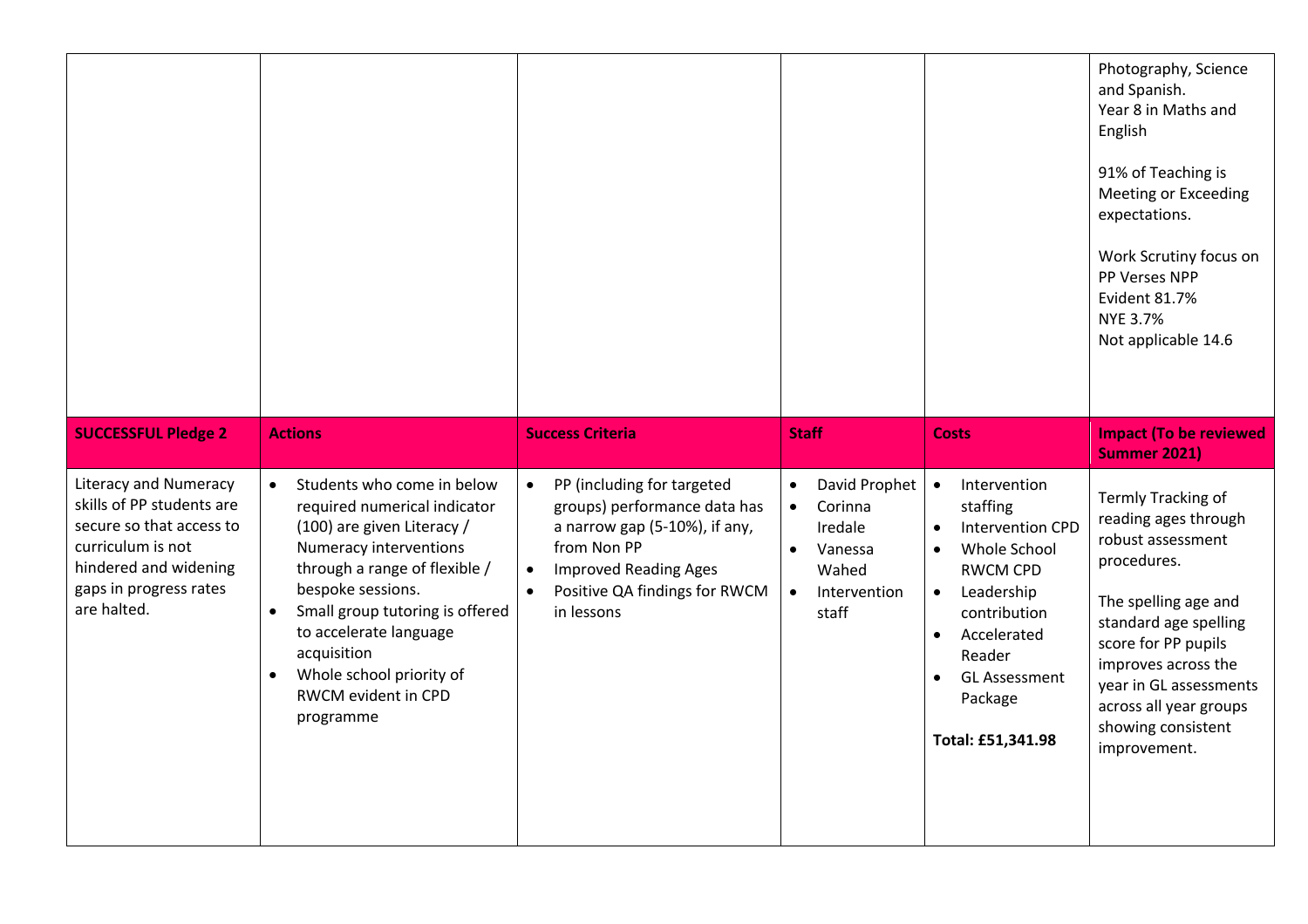| | | | | | |
|---|---|---|---|---|---|
| | | | | | Photography, Science and Spanish.<br>Year 8 in Maths and English<br><br>91% of Teaching is Meeting or Exceeding expectations.<br><br>Work Scrutiny focus on PP Verses NPP<br>Evident 81.7%<br>NYE 3.7%<br>Not applicable 14.6 |
| **SUCCESSFUL Pledge 2** | **Actions** | **Success Criteria** | **Staff** | **Costs** | **Impact (To be reviewed Summer 2021)** |
| Literacy and Numeracy skills of PP students are secure so that access to curriculum is not hindered and widening gaps in progress rates are halted. | • Students who come in below required numerical indicator (100) are given Literacy / Numeracy interventions through a range of flexible / bespoke sessions.<br>• Small group tutoring is offered to accelerate language acquisition<br>• Whole school priority of RWCM evident in CPD programme | • PP (including for targeted groups) performance data has a narrow gap (5-10%), if any, from Non PP<br>• Improved Reading Ages<br>• Positive QA findings for RWCM in lessons | • David Prophet<br>• Corinna Iredale<br>• Vanessa Wahed<br>• Intervention staff | • Intervention staffing<br>• Intervention CPD<br>• Whole School RWCM CPD<br>• Leadership contribution<br>• Accelerated Reader<br>• GL Assessment Package<br><br>**Total: £51,341.98** | Termly Tracking of reading ages through robust assessment procedures.<br><br>The spelling age and standard age spelling score for PP pupils improves across the year in GL assessments across all year groups showing consistent improvement. |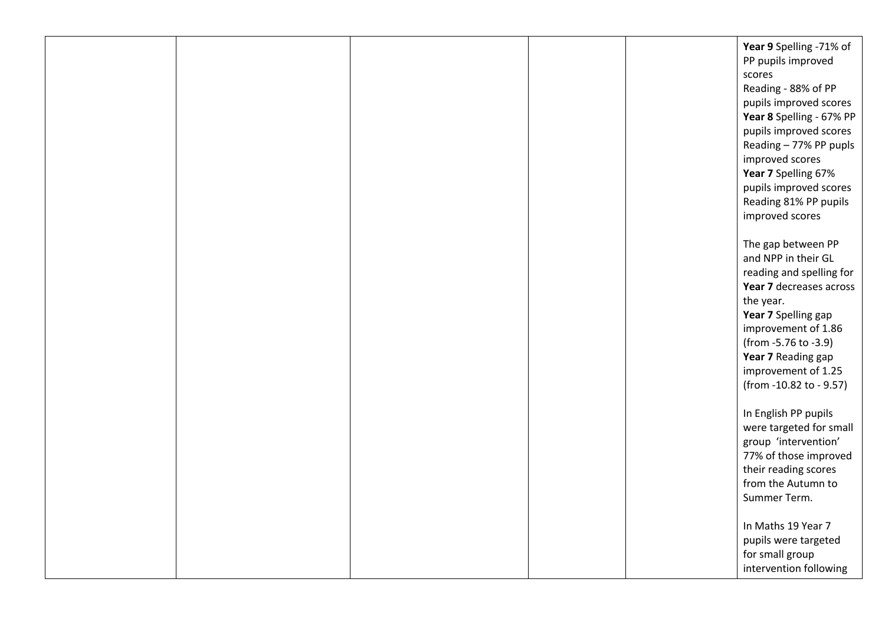| | | | | | |
|---|---|---|---|---|---|
| | | | | | **Year 9** Spelling -71% of PP pupils improved scores<br>Reading - 88% of PP pupils improved scores<br>**Year 8** Spelling - 67% PP pupils improved scores<br>Reading – 77% PP pupls improved scores<br>**Year 7** Spelling 67% pupils improved scores<br>Reading 81% PP pupils improved scores<br><br>The gap between PP and NPP in their GL reading and spelling for **Year 7** decreases across the year.<br>**Year 7** Spelling gap improvement of 1.86 (from -5.76 to -3.9)<br>**Year 7** Reading gap improvement of 1.25 (from -10.82 to - 9.57)<br><br>In English PP pupils were targeted for small group 'intervention' 77% of those improved their reading scores from the Autumn to Summer Term.<br><br>In Maths 19 Year 7 pupils were targeted for small group intervention following |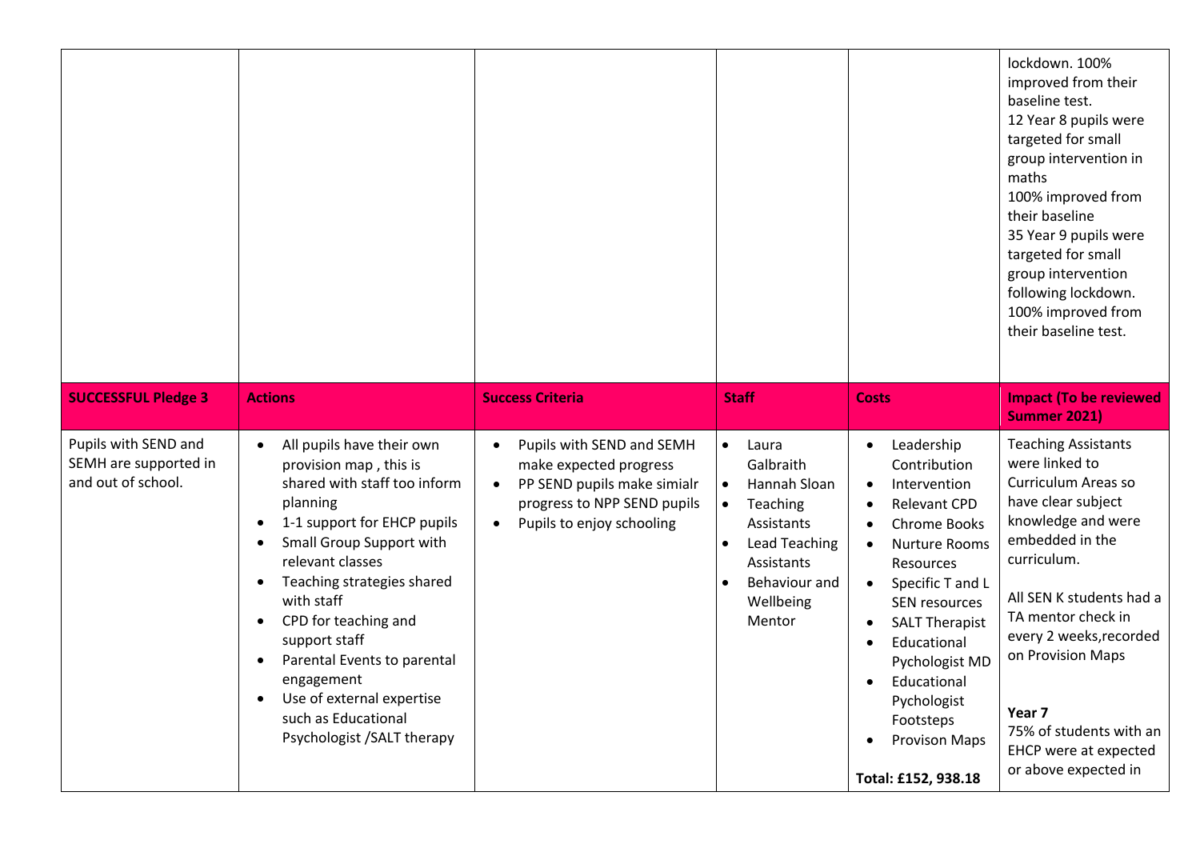| | | | | | |
|---|---|---|---|---|---|
| | | | | | lockdown. 100% improved from their baseline test.<br>12 Year 8 pupils were targeted for small group intervention in maths<br>100% improved from their baseline<br>35 Year 9 pupils were targeted for small group intervention following lockdown. 100% improved from their baseline test. |
| **SUCCESSFUL Pledge 3** | **Actions** | **Success Criteria** | **Staff** | **Costs** | **Impact (To be reviewed Summer 2021)** |
| Pupils with SEND and SEMH are supported in and out of school. | • All pupils have their own provision map , this is shared with staff too inform planning<br>• 1-1 support for EHCP pupils<br>• Small Group Support with relevant classes<br>• Teaching strategies shared with staff<br>• CPD for teaching and support staff<br>• Parental Events to parental engagement<br>• Use of external expertise such as Educational Psychologist /SALT therapy | • Pupils with SEND and SEMH make expected progress<br>• PP SEND pupils make simialr progress to NPP SEND pupils<br>• Pupils to enjoy schooling | • Laura Galbraith<br>• Hannah Sloan<br>• Teaching Assistants<br>• Lead Teaching Assistants<br>• Behaviour and Wellbeing Mentor | • Leadership Contribution<br>• Intervention<br>• Relevant CPD<br>• Chrome Books<br>• Nurture Rooms Resources<br>• Specific T and L SEN resources<br>• SALT Therapist<br>• Educational Pychologist MD<br>• Educational Pychologist Footsteps<br>• Provison Maps<br><br>**Total: £152, 938.18** | Teaching Assistants were linked to Curriculum Areas so have clear subject knowledge and were embedded in the curriculum.<br><br>All SEN K students had a TA mentor check in every 2 weeks,recorded on Provision Maps<br><br>**Year 7**<br>75% of students with an EHCP were at expected or above expected in |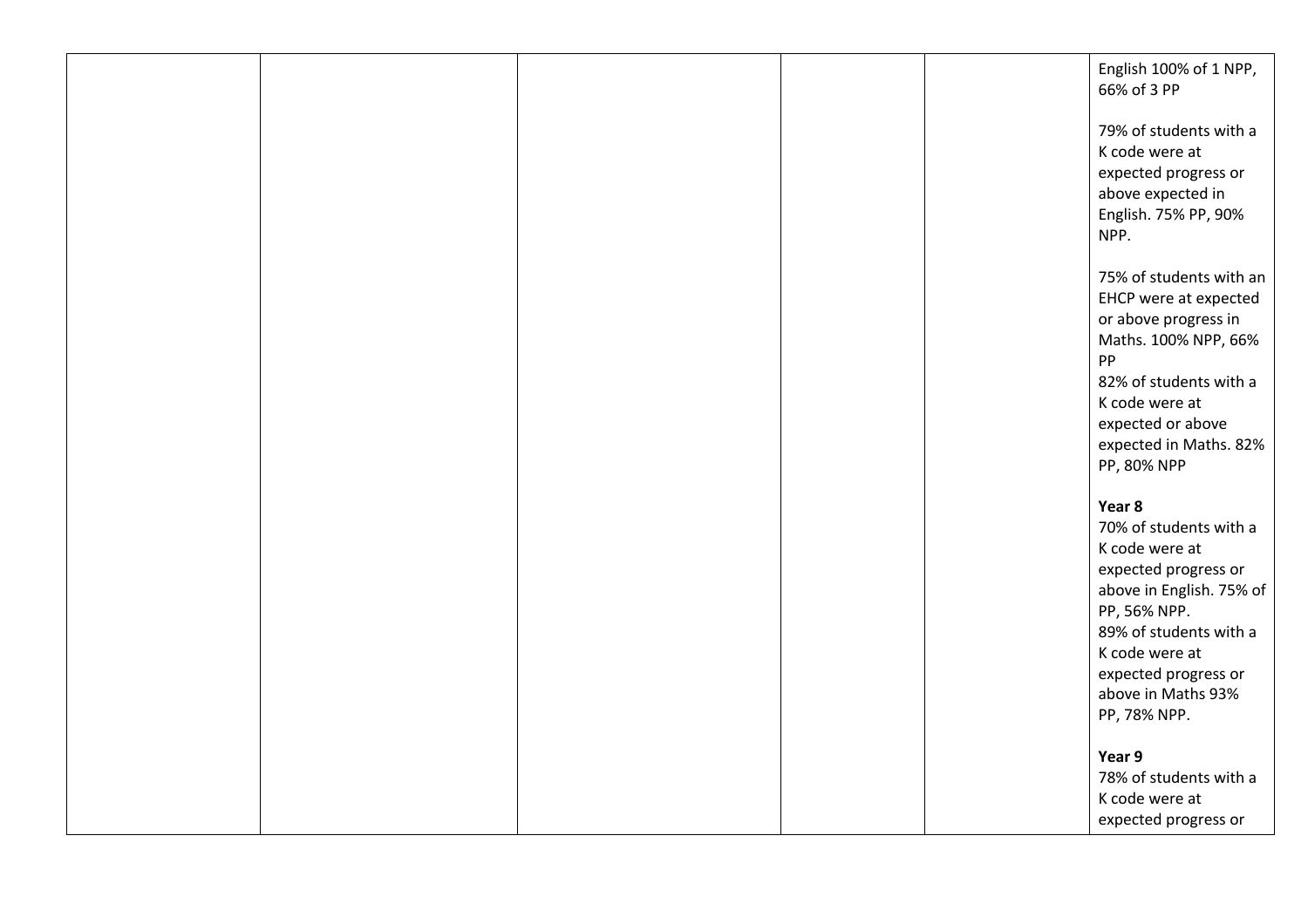| | | | | | |
|---|---|---|---|---|---|
| | | | | | English 100% of 1 NPP, 66% of 3 PP<br><br>79% of students with a K code were at expected progress or above expected in English. 75% PP, 90% NPP.<br><br>75% of students with an EHCP were at expected or above progress in Maths. 100% NPP, 66% PP<br>82% of students with a K code were at expected or above expected in Maths. 82% PP, 80% NPP<br><br>**Year 8**<br>70% of students with a K code were at expected progress or above in English. 75% of PP, 56% NPP.<br>89% of students with a K code were at expected progress or above in Maths 93% PP, 78% NPP.<br><br>**Year 9**<br>78% of students with a K code were at expected progress or |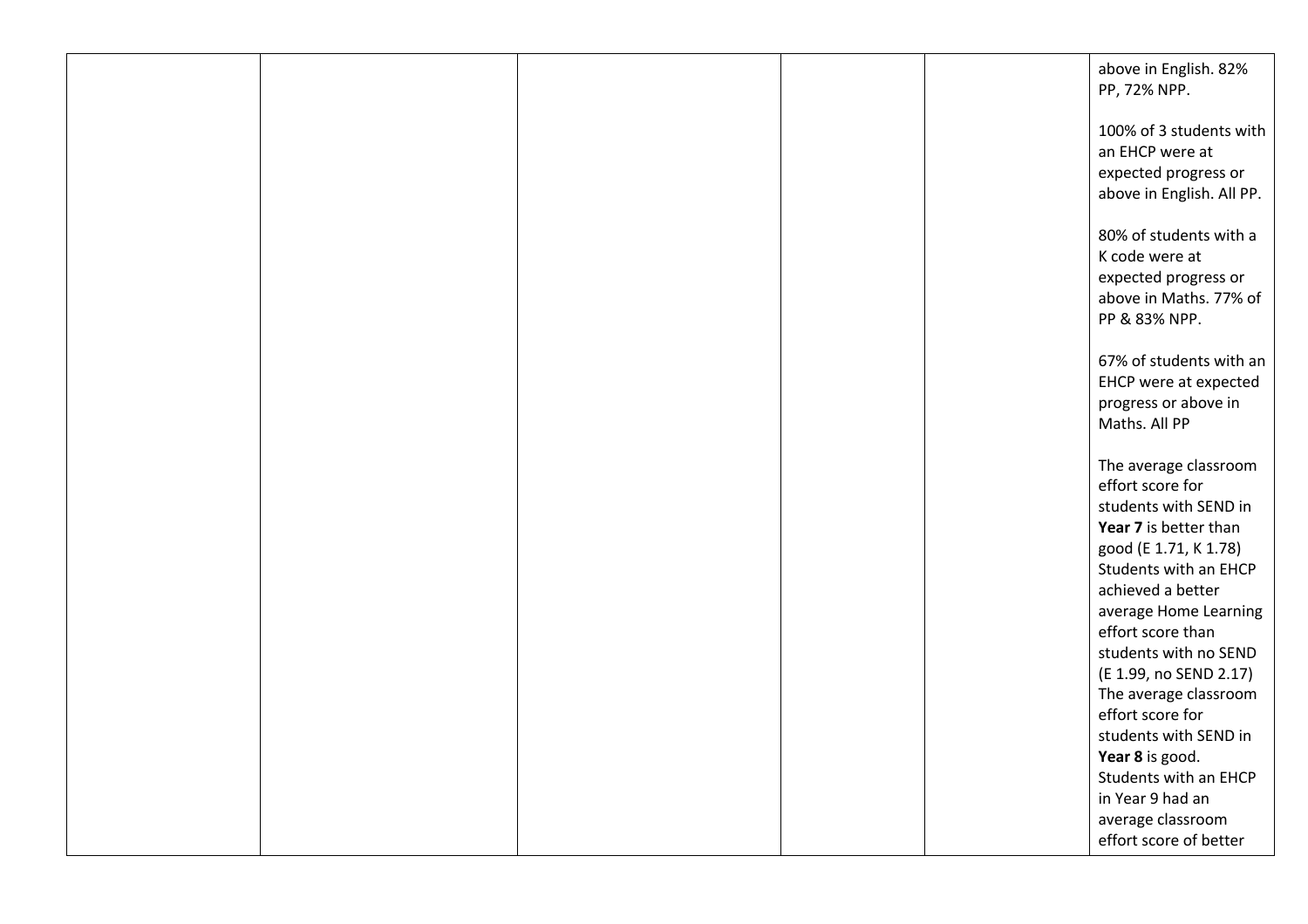| | | | | | |
|---|---|---|---|---|---|
| | | | | | above in English. 82% PP, 72% NPP.<br><br>100% of 3 students with an EHCP were at expected progress or above in English. All PP.<br><br>80% of students with a K code were at expected progress or above in Maths. 77% of PP & 83% NPP.<br><br>67% of students with an EHCP were at expected progress or above in Maths. All PP<br><br>The average classroom effort score for students with SEND in **Year 7** is better than good (E 1.71, K 1.78) Students with an EHCP achieved a better average Home Learning effort score than students with no SEND (E 1.99, no SEND 2.17) The average classroom effort score for students with SEND in **Year 8** is good. Students with an EHCP in Year 9 had an average classroom effort score of better |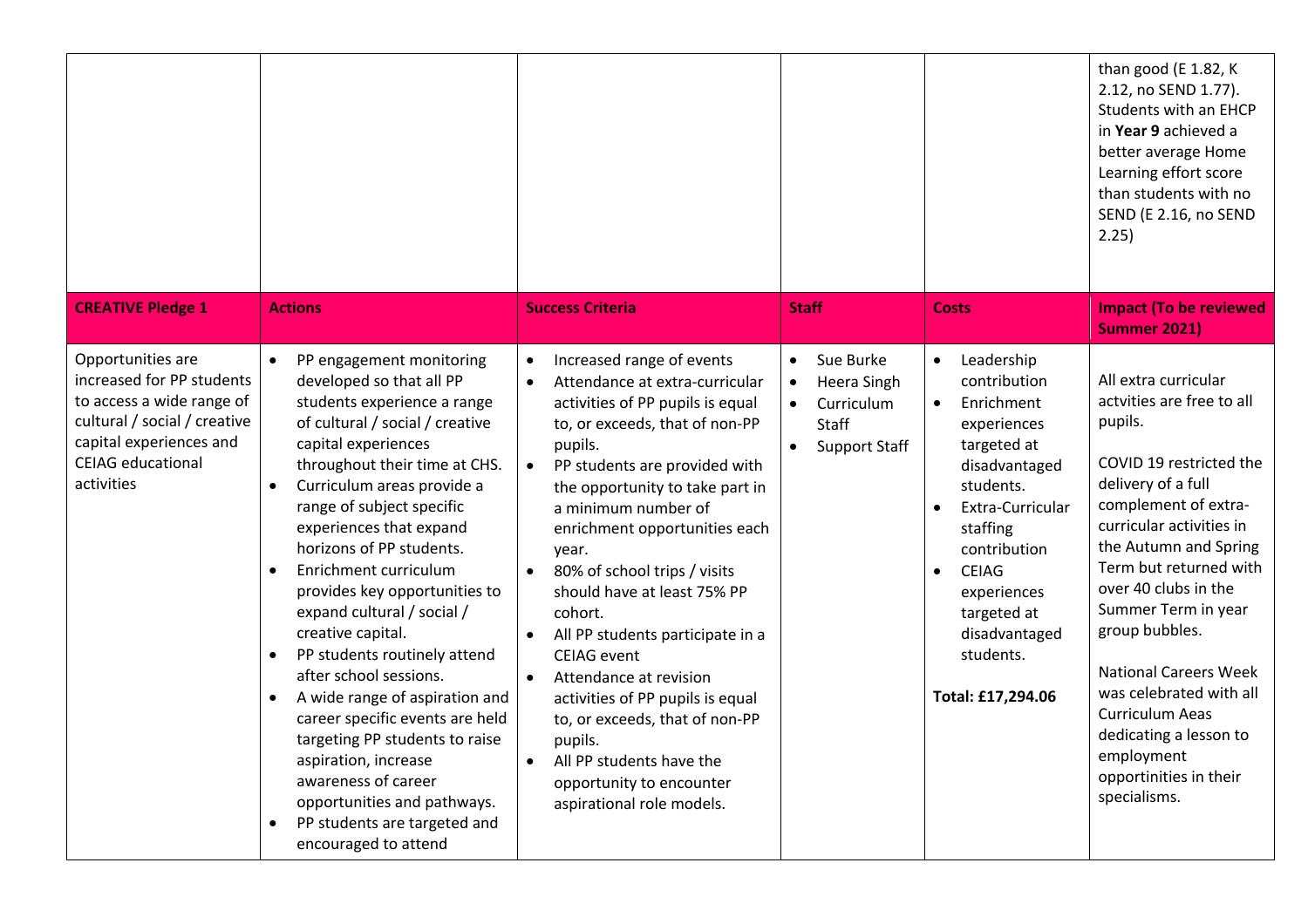| | | | | | |
|---|---|---|---|---|---|
| | | | | | than good (E 1.82, K 2.12, no SEND 1.77). Students with an EHCP in **Year 9** achieved a better average Home Learning effort score than students with no SEND (E 2.16, no SEND 2.25) |
| **CREATIVE Pledge 1** | **Actions** | **Success Criteria** | **Staff** | **Costs** | **Impact (To be reviewed Summer 2021)** |
| Opportunities are increased for PP students to access a wide range of cultural / social / creative capital experiences and CEIAG educational activities | • PP engagement monitoring developed so that all PP students experience a range of cultural / social / creative capital experiences throughout their time at CHS.<br>• Curriculum areas provide a range of subject specific experiences that expand horizons of PP students.<br>• Enrichment curriculum provides key opportunities to expand cultural / social / creative capital.<br>• PP students routinely attend after school sessions.<br>• A wide range of aspiration and career specific events are held targeting PP students to raise aspiration, increase awareness of career opportunities and pathways.<br>• PP students are targeted and encouraged to attend | • Increased range of events<br>• Attendance at extra-curricular activities of PP pupils is equal to, or exceeds, that of non-PP pupils.<br>• PP students are provided with the opportunity to take part in a minimum number of enrichment opportunities each year.<br>• 80% of school trips / visits should have at least 75% PP cohort.<br>• All PP students participate in a CEIAG event<br>• Attendance at revision activities of PP pupils is equal to, or exceeds, that of non-PP pupils.<br>• All PP students have the opportunity to encounter aspirational role models. | • Sue Burke<br>• Heera Singh<br>• Curriculum Staff<br>• Support Staff | • Leadership contribution<br>• Enrichment experiences targeted at disadvantaged students.<br>• Extra-Curricular staffing contribution<br>• CEIAG experiences targeted at disadvantaged students.<br><br>**Total: £17,294.06** | All extra curricular actvities are free to all pupils.<br><br>COVID 19 restricted the delivery of a full complement of extra-curricular activities in the Autumn and Spring Term but returned with over 40 clubs in the Summer Term in year group bubbles.<br><br>National Careers Week was celebrated with all Curriculum Aeas dedicating a lesson to employment opportinities in their specialisms. |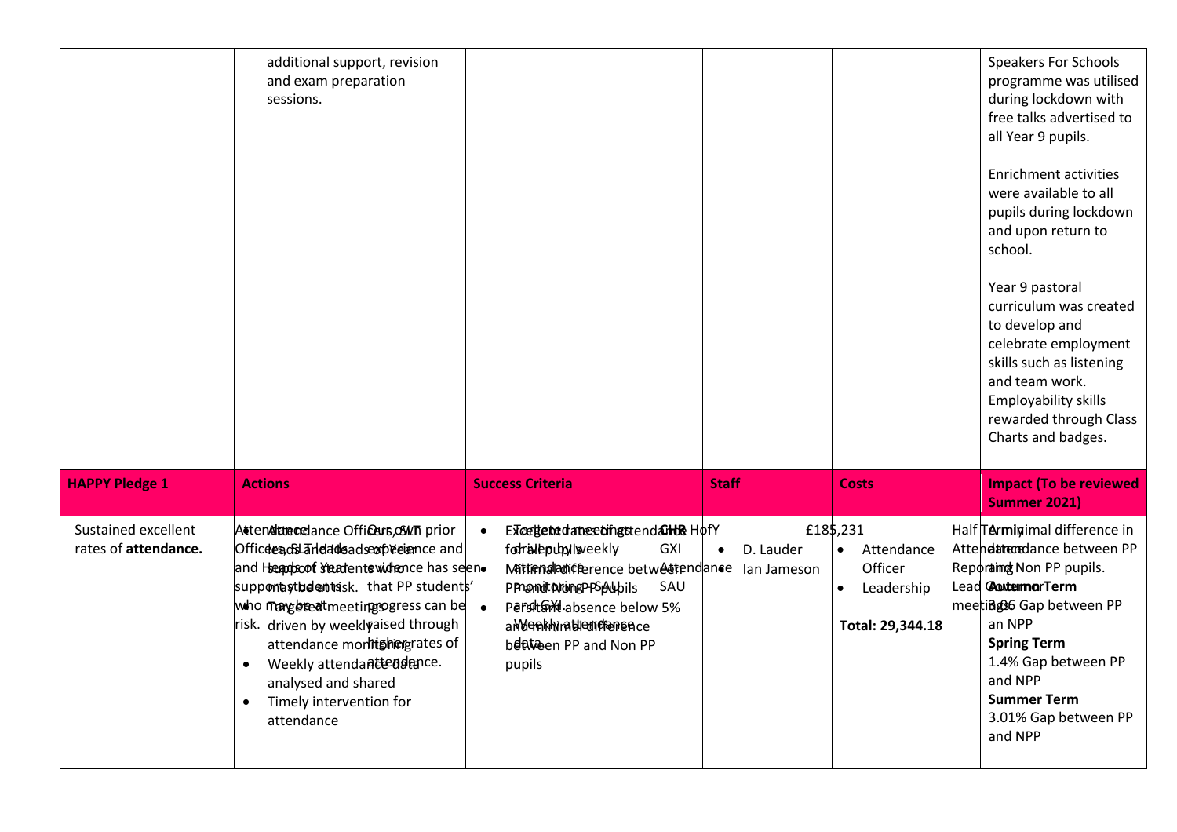| | | | | | |
|---|---|---|---|---|---|
| | additional support, revision and exam preparation sessions. | | | | Speakers For Schools programme was utilised during lockdown with free talks advertised to all Year 9 pupils.<br><br>Enrichment activities were available to all pupils during lockdown and upon return to school.<br><br>Year 9 pastoral curriculum was created to develop and celebrate employment skills such as listening and team work. Employability skills rewarded through Class Charts and badges. |
| **HAPPY Pledge 1** | **Actions** | **Success Criteria** | **Staff** | **Costs** | **Impact (To be reviewed Summer 2021)** |
| Sustained excellent rates of **attendance.** | Attendance Officers, SLT and Heads of Year support students who may be at risk.<br>Our prior experience and evidence has seen that PP students' progress can be raised through higher rates of attendance.<br>• Attendance Officers, SLT leads and Heads of Year<br>• Targeted meetings driven by weekly attendance monitoring<br>• Weekly attendance data analysed and shared<br>• Timely intervention for attendance | • Excellent rates of attendance for all pupils<br>• Minimal difference between PP and Non PP pupils<br>• Persistent absence below 5% and minimal difference between PP and Non PP pupils<br>Targeted meetings driven by weekly attendance monitoring – SAU and GXI.<br>Weekly attendance data | GHR HofY<br>GXI Attendance<br>SAU<br>• D. Lauder<br>• Ian Jameson | £185,231<br>• Attendance Officer<br>• Leadership<br><br>**Total: 29,344.18** | Half Termly Attendance Reporting Lead Governor meetings<br>Minimal difference in attendance between PP and Non PP pupils.<br>**Autumn Term**<br>3.06 Gap between PP an NPP<br>**Spring Term**<br>1.4% Gap between PP and NPP<br>**Summer Term**<br>3.01% Gap between PP and NPP |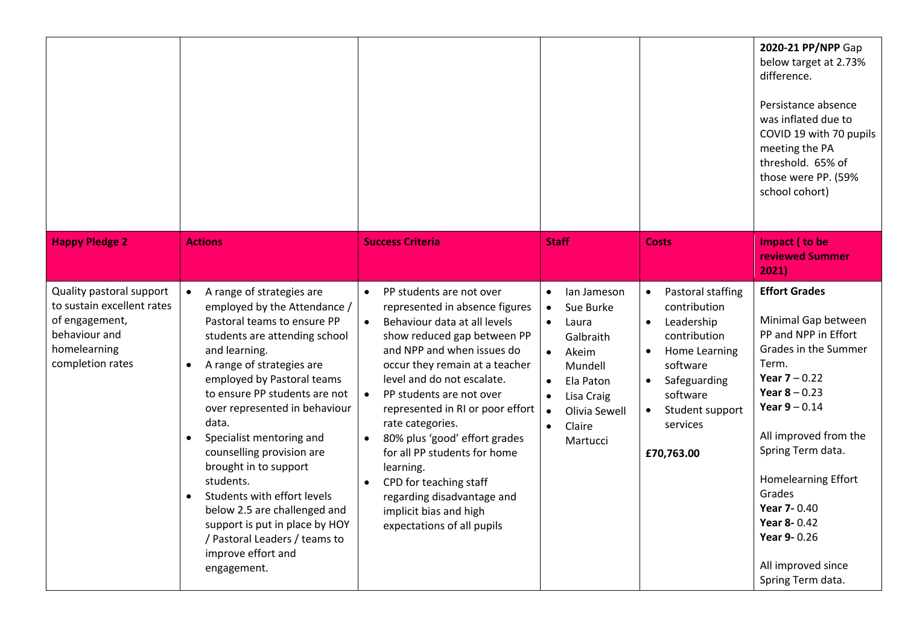| | | | | | 2020-21 PP/NPP Gap below target at 2.73% difference.<br><br>Persistance absence was inflated due to COVID 19 with 70 pupils meeting the PA threshold. 65% of those were PP. (59% school cohort) |
|---|---|---|---|---|---|
| **Happy Pledge 2** | **Actions** | **Success Criteria** | **Staff** | **Costs** | **Impact ( to be reviewed Summer 2021)** |
| Quality pastoral support to sustain excellent rates of engagement, behaviour and homelearning completion rates | • A range of strategies are employed by the Attendance / Pastoral teams to ensure PP students are attending school and learning.<br>• A range of strategies are employed by Pastoral teams to ensure PP students are not over represented in behaviour data.<br>• Specialist mentoring and counselling provision are brought in to support students.<br>• Students with effort levels below 2.5 are challenged and support is put in place by HOY / Pastoral Leaders / teams to improve effort and engagement. | • PP students are not over represented in absence figures<br>• Behaviour data at all levels show reduced gap between PP and NPP and when issues do occur they remain at a teacher level and do not escalate.<br>• PP students are not over represented in RI or poor effort rate categories.<br>• 80% plus 'good' effort grades for all PP students for home learning.<br>• CPD for teaching staff regarding disadvantage and implicit bias and high expectations of all pupils | • Ian Jameson<br>• Sue Burke<br>• Laura Galbraith<br>• Akeim Mundell<br>• Ela Paton<br>• Lisa Craig<br>• Olivia Sewell<br>• Claire Martucci | • Pastoral staffing contribution<br>• Leadership contribution<br>• Home Learning software<br>• Safeguarding software<br>• Student support services<br><br>**£70,763.00** | **Effort Grades**<br><br>Minimal Gap between PP and NPP in Effort Grades in the Summer Term.<br>**Year 7** – 0.22<br>**Year 8** – 0.23<br>**Year 9** – 0.14<br><br>All improved from the Spring Term data.<br><br>Homelearning Effort Grades<br>**Year 7-** 0.40<br>**Year 8-** 0.42<br>**Year 9-** 0.26<br><br>All improved since Spring Term data. |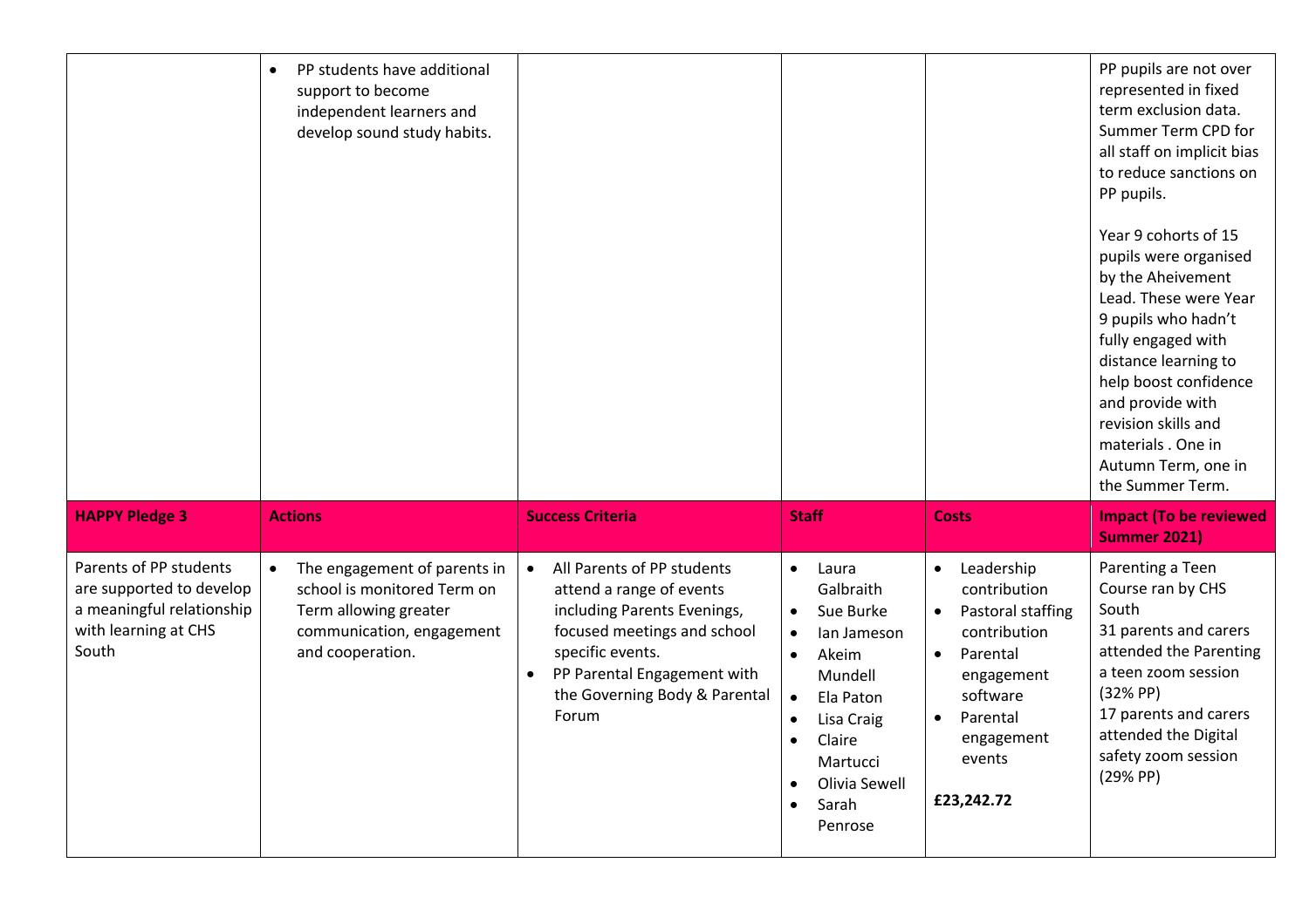| | | | | | |
|---|---|---|---|---|---|
| | • PP students have additional support to become independent learners and develop sound study habits. | | | | PP pupils are not over represented in fixed term exclusion data. Summer Term CPD for all staff on implicit bias to reduce sanctions on PP pupils.<br><br>Year 9 cohorts of 15 pupils were organised by the Aheivement Lead. These were Year 9 pupils who hadn't fully engaged with distance learning to help boost confidence and provide with revision skills and materials . One in Autumn Term, one in the Summer Term. |
| **HAPPY Pledge 3** | **Actions** | **Success Criteria** | **Staff** | **Costs** | **Impact (To be reviewed Summer 2021)** |
| Parents of PP students are supported to develop a meaningful relationship with learning at CHS South | • The engagement of parents in school is monitored Term on Term allowing greater communication, engagement and cooperation. | • All Parents of PP students attend a range of events including Parents Evenings, focused meetings and school specific events.<br>• PP Parental Engagement with the Governing Body & Parental Forum | • Laura Galbraith<br>• Sue Burke<br>• Ian Jameson<br>• Akeim Mundell<br>• Ela Paton<br>• Lisa Craig<br>• Claire Martucci<br>• Olivia Sewell<br>• Sarah Penrose | • Leadership contribution<br>• Pastoral staffing contribution<br>• Parental engagement software<br>• Parental engagement events<br><br>**£23,242.72** | Parenting a Teen Course ran by CHS South<br>31 parents and carers attended the Parenting a teen zoom session (32% PP)<br>17 parents and carers attended the Digital safety zoom session (29% PP) |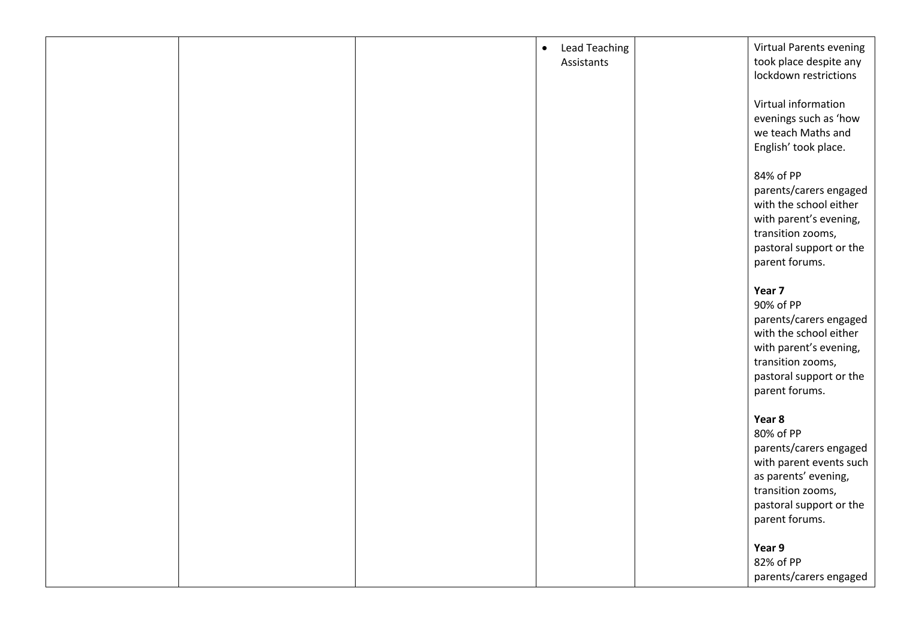|  |  |  |  |  |  |
|---|---|---|---|---|---|
|  |  |  | • Lead Teaching Assistants |  | Virtual Parents evening took place despite any lockdown restrictions<br><br>Virtual information evenings such as 'how we teach Maths and English' took place.<br><br>84% of PP parents/carers engaged with the school either with parent's evening, transition zooms, pastoral support or the parent forums.<br><br>**Year 7**<br>90% of PP parents/carers engaged with the school either with parent's evening, transition zooms, pastoral support or the parent forums.<br><br>**Year 8**<br>80% of PP parents/carers engaged with parent events such as parents' evening, transition zooms, pastoral support or the parent forums.<br><br>**Year 9**<br>82% of PP parents/carers engaged |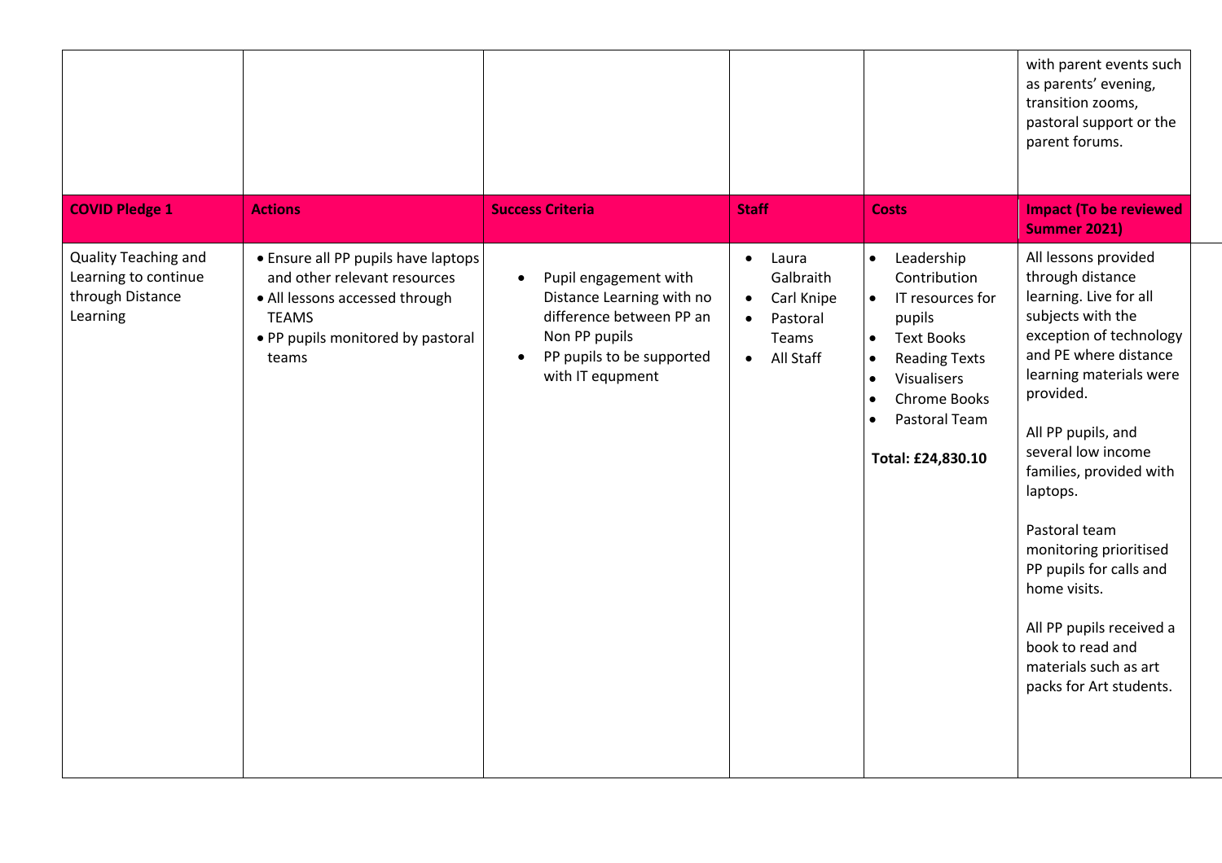| | | | | | |
|---|---|---|---|---|---|
| | | | | | with parent events such as parents' evening, transition zooms, pastoral support or the parent forums. |
| **COVID Pledge 1** | **Actions** | **Success Criteria** | **Staff** | **Costs** | **Impact (To be reviewed Summer 2021)** |
| Quality Teaching and Learning to continue through Distance Learning | • Ensure all PP pupils have laptops and other relevant resources<br>• All lessons accessed through TEAMS<br>• PP pupils monitored by pastoral teams | • Pupil engagement with Distance Learning with no difference between PP an Non PP pupils<br>• PP pupils to be supported with IT equpment | • Laura Galbraith<br>• Carl Knipe<br>• Pastoral Teams<br>• All Staff | • Leadership Contribution<br>• IT resources for pupils<br>• Text Books<br>• Reading Texts<br>• Visualisers<br>• Chrome Books<br>• Pastoral Team<br><br>**Total: £24,830.10** | All lessons provided through distance learning. Live for all subjects with the exception of technology and PE where distance learning materials were provided.<br><br>All PP pupils, and several low income families, provided with laptops.<br><br>Pastoral team monitoring prioritised PP pupils for calls and home visits.<br><br>All PP pupils received a book to read and materials such as art packs for Art students. |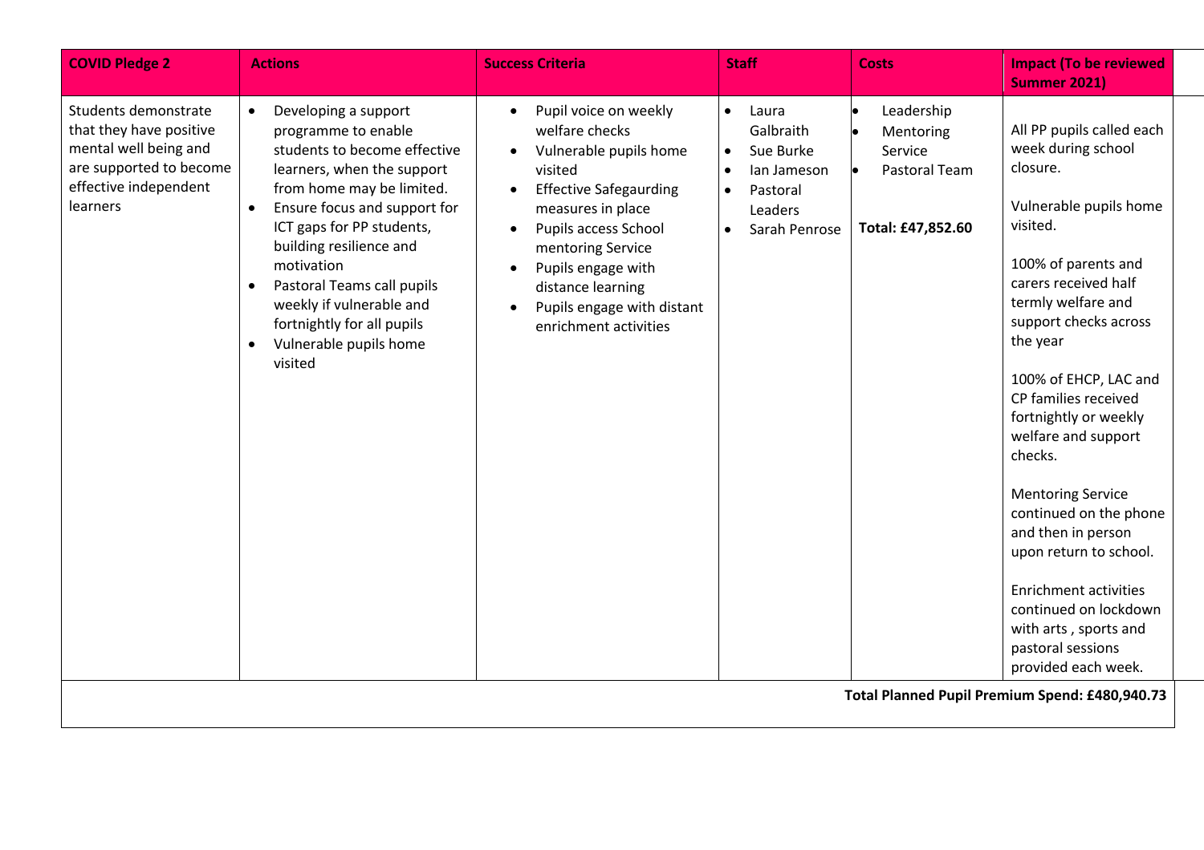| COVID Pledge 2 | Actions | Success Criteria | Staff | Costs | Impact (To be reviewed Summer 2021) |
|---|---|---|---|---|---|
| Students demonstrate that they have positive mental well being and are supported to become effective independent learners | • Developing a support programme to enable students to become effective learners, when the support from home may be limited.<br>• Ensure focus and support for ICT gaps for PP students, building resilience and motivation<br>• Pastoral Teams call pupils weekly if vulnerable and fortnightly for all pupils<br>• Vulnerable pupils home visited | • Pupil voice on weekly welfare checks<br>• Vulnerable pupils home visited<br>• Effective Safegaurding measures in place<br>• Pupils access School mentoring Service<br>• Pupils engage with distance learning<br>• Pupils engage with distant enrichment activities | • Laura Galbraith<br>• Sue Burke<br>• Ian Jameson<br>• Pastoral Leaders<br>• Sarah Penrose | • Leadership<br>• Mentoring Service<br>• Pastoral Team<br><br>**Total: £47,852.60** | All PP pupils called each week during school closure.<br><br>Vulnerable pupils home visited.<br><br>100% of parents and carers received half termly welfare and support checks across the year<br><br>100% of EHCP, LAC and CP families received fortnightly or weekly welfare and support checks.<br><br>Mentoring Service continued on the phone and then in person upon return to school.<br><br>Enrichment activities continued on lockdown with arts , sports and pastoral sessions provided each week. |

**Total Planned Pupil Premium Spend: £480,940.73**